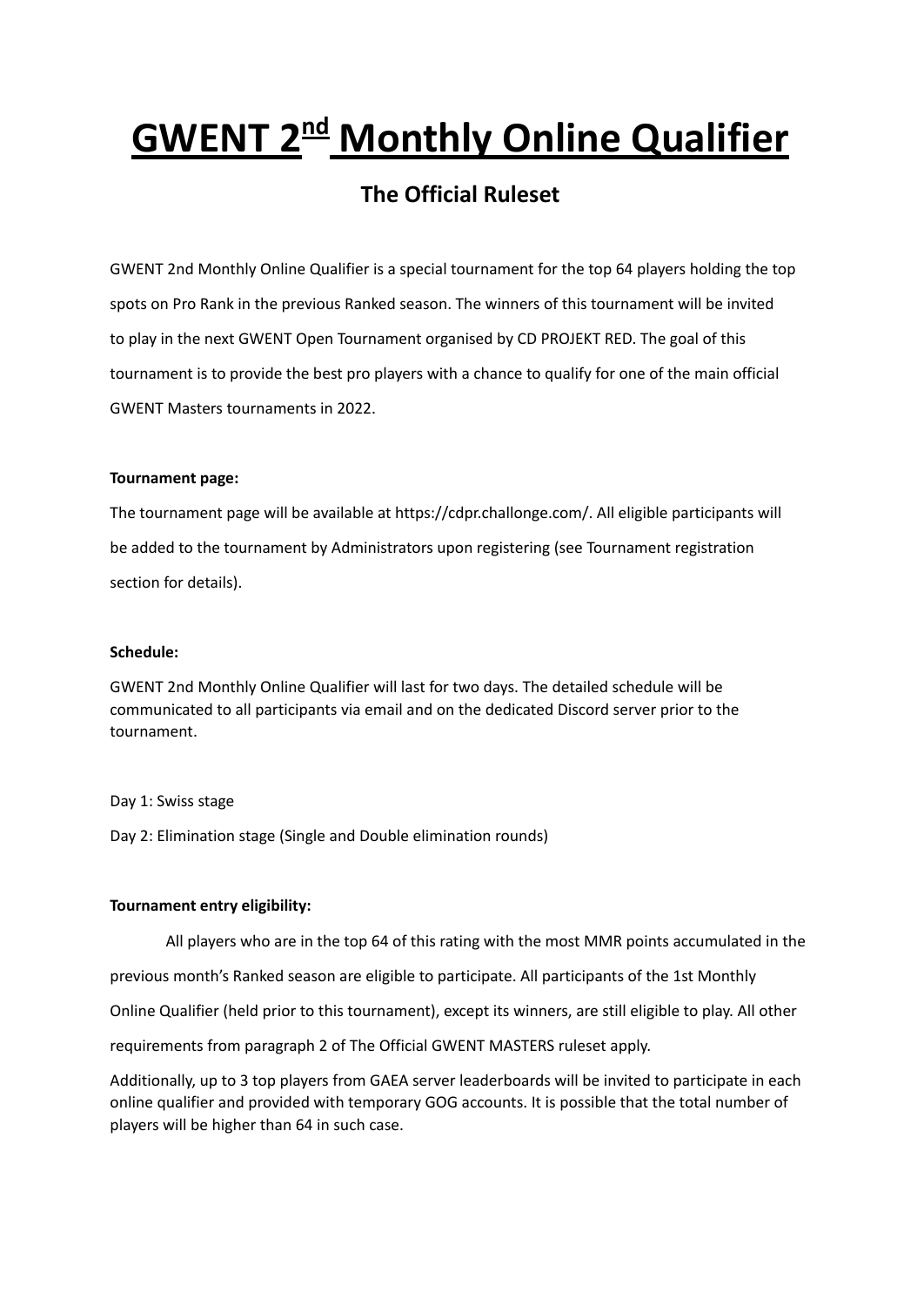# GWENT 2nd Monthly Online Qualifier

## The Official Ruleset

GWENT 2nd Monthly Online Qualifier is a special tournament for the top 64 players holding the top spots on Pro Rank in the previous Ranked season. The winners of this tournament will be invited to play in the next GWENT Open Tournament organised by CD PROJEKT RED. The goal of this tournament is to provide the best pro players with a chance to qualify for one of the main official GWENT Masters tournaments in 2022.

**Tournament page:**

The tournament page will be available at https://cdpr.challonge.com/. All eligible participants will be added to the tournament by Administrators upon registering (see Tournament registration section for details).

**Schedule:**

GWENT 2nd Monthly Online Qualifier will last for two days. The detailed schedule will be communicated to all participants via email and on the dedicated Discord server prior to the tournament.

Day 1: Swiss stage

Day 2: Elimination stage (Single and Double elimination rounds)

**Tournament entry eligibility:**

All players who are in the top 64 of this rating with the most MMR points accumulated in the previous month's Ranked season are eligible to participate. All participants of the 1st Monthly Online Qualifier (held prior to this tournament), except its winners, are still eligible to play. All other requirements from paragraph 2 of The Official GWENT MASTERS ruleset apply.

Additionally, up to 3 top players from GAEA server leaderboards will be invited to participate in each online qualifier and provided with temporary GOG accounts. It is possible that the total number of players will be higher than 64 in such case.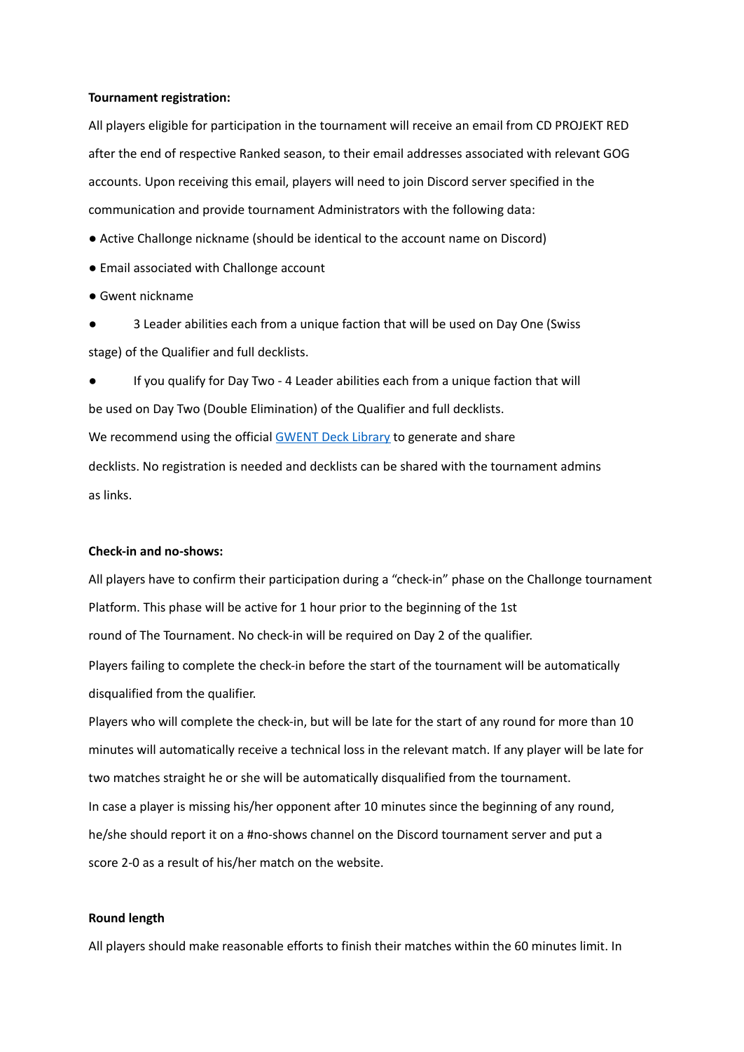**Tournament registration:**

All players eligible for participation in the tournament will receive an email from CD PROJEKT RED after the end of respective Ranked season, to their email addresses associated with relevant GOG accounts. Upon receiving this email, players will need to join Discord server specified in the communication and provide tournament Administrators with the following data:

- Active Challonge nickname (should be identical to the account name on Discord)
- Email associated with Challonge account
- Gwent nickname
- 3 Leader abilities each from a unique faction that will be used on Day One (Swiss stage) of the Qualifier and full decklists.
- If you qualify for Day Two - 4 Leader abilities each from a unique faction that will be used on Day Two (Double Elimination) of the Qualifier and full decklists.

We recommend using the official [GWENT Deck Library] to generate and share decklists. No registration is needed and decklists can be shared with the tournament admins as links.

**Check-in and no-shows:**

All players have to confirm their participation during a "check-in" phase on the Challonge tournament Platform. This phase will be active for 1 hour prior to the beginning of the 1st round of The Tournament. No check-in will be required on Day 2 of the qualifier.

Players failing to complete the check-in before the start of the tournament will be automatically disqualified from the qualifier.

Players who will complete the check-in, but will be late for the start of any round for more than 10 minutes will automatically receive a technical loss in the relevant match. If any player will be late for two matches straight he or she will be automatically disqualified from the tournament.

In case a player is missing his/her opponent after 10 minutes since the beginning of any round, he/she should report it on a #no-shows channel on the Discord tournament server and put a score 2-0 as a result of his/her match on the website.

**Round length**

All players should make reasonable efforts to finish their matches within the 60 minutes limit. In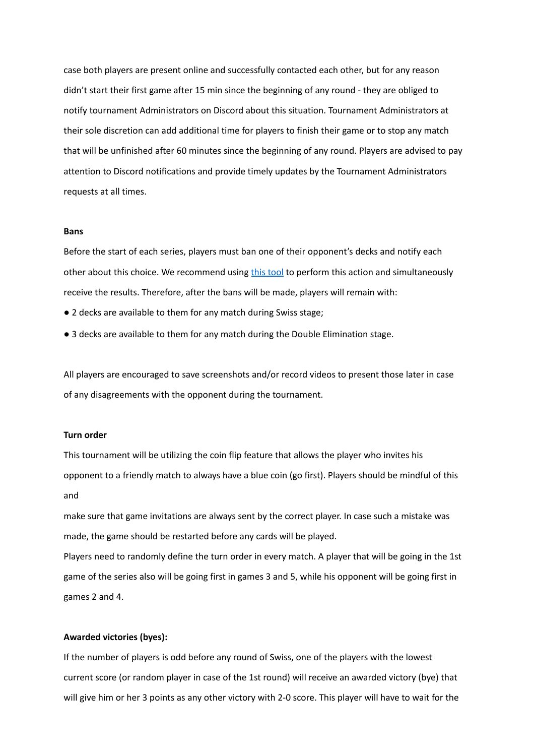case both players are present online and successfully contacted each other, but for any reason didn't start their first game after 15 min since the beginning of any round - they are obliged to notify tournament Administrators on Discord about this situation. Tournament Administrators at their sole discretion can add additional time for players to finish their game or to stop any match that will be unfinished after 60 minutes since the beginning of any round. Players are advised to pay attention to Discord notifications and provide timely updates by the Tournament Administrators requests at all times.

**Bans**

Before the start of each series, players must ban one of their opponent's decks and notify each other about this choice. We recommend using [this tool](#) to perform this action and simultaneously receive the results. Therefore, after the bans will be made, players will remain with:

- 2 decks are available to them for any match during Swiss stage;
- 3 decks are available to them for any match during the Double Elimination stage.

All players are encouraged to save screenshots and/or record videos to present those later in case of any disagreements with the opponent during the tournament.

**Turn order**

This tournament will be utilizing the coin flip feature that allows the player who invites his opponent to a friendly match to always have a blue coin (go first). Players should be mindful of this and

make sure that game invitations are always sent by the correct player. In case such a mistake was made, the game should be restarted before any cards will be played.

Players need to randomly define the turn order in every match. A player that will be going in the 1st game of the series also will be going first in games 3 and 5, while his opponent will be going first in games 2 and 4.

**Awarded victories (byes):**

If the number of players is odd before any round of Swiss, one of the players with the lowest current score (or random player in case of the 1st round) will receive an awarded victory (bye) that will give him or her 3 points as any other victory with 2-0 score. This player will have to wait for the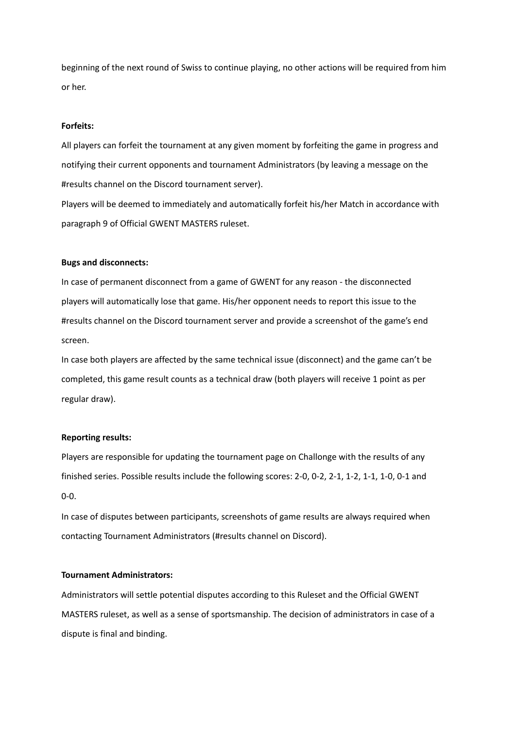beginning of the next round of Swiss to continue playing, no other actions will be required from him or her.

**Forfeits:**

All players can forfeit the tournament at any given moment by forfeiting the game in progress and notifying their current opponents and tournament Administrators (by leaving a message on the #results channel on the Discord tournament server).

Players will be deemed to immediately and automatically forfeit his/her Match in accordance with paragraph 9 of Official GWENT MASTERS ruleset.

**Bugs and disconnects:**

In case of permanent disconnect from a game of GWENT for any reason - the disconnected players will automatically lose that game. His/her opponent needs to report this issue to the #results channel on the Discord tournament server and provide a screenshot of the game's end screen.

In case both players are affected by the same technical issue (disconnect) and the game can't be completed, this game result counts as a technical draw (both players will receive 1 point as per regular draw).

**Reporting results:**

Players are responsible for updating the tournament page on Challonge with the results of any finished series. Possible results include the following scores: 2-0, 0-2, 2-1, 1-2, 1-1, 1-0, 0-1 and 0-0.

In case of disputes between participants, screenshots of game results are always required when contacting Tournament Administrators (#results channel on Discord).

**Tournament Administrators:**

Administrators will settle potential disputes according to this Ruleset and the Official GWENT MASTERS ruleset, as well as a sense of sportsmanship. The decision of administrators in case of a dispute is final and binding.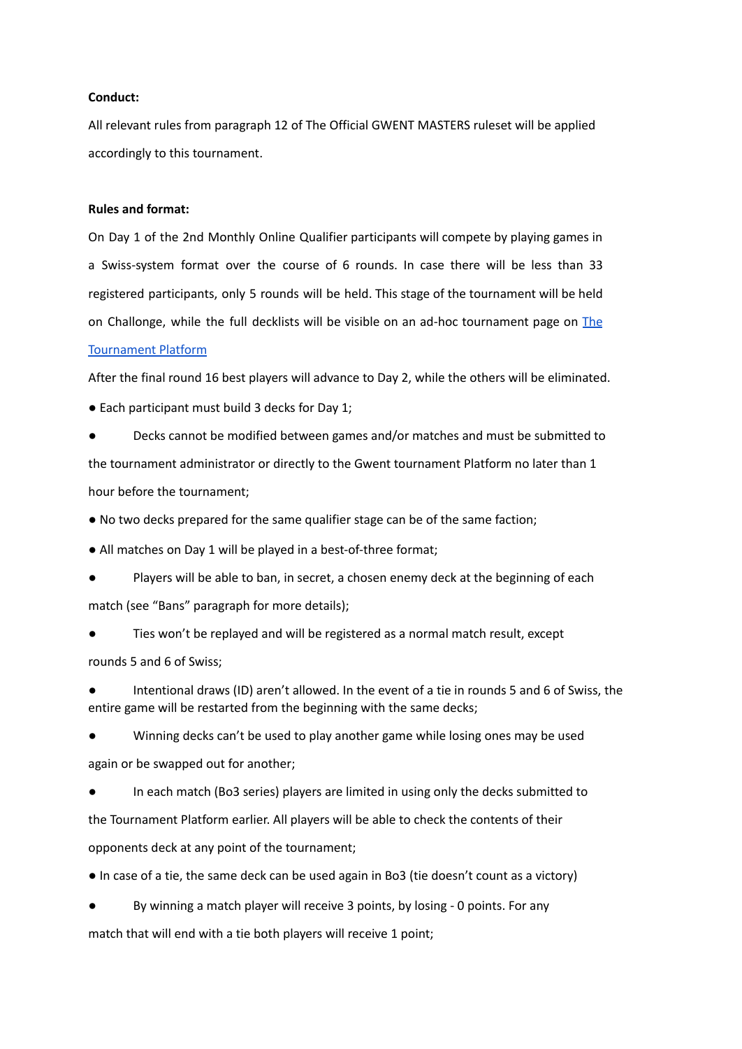**Conduct:**

All relevant rules from paragraph 12 of The Official GWENT MASTERS ruleset will be applied accordingly to this tournament.

**Rules and format:**

On Day 1 of the 2nd Monthly Online Qualifier participants will compete by playing games in a Swiss-system format over the course of 6 rounds. In case there will be less than 33 registered participants, only 5 rounds will be held. This stage of the tournament will be held on Challonge, while the full decklists will be visible on an ad-hoc tournament page on [The Tournament Platform]()

After the final round 16 best players will advance to Day 2, while the others will be eliminated.

- Each participant must build 3 decks for Day 1;
- Decks cannot be modified between games and/or matches and must be submitted to the tournament administrator or directly to the Gwent tournament Platform no later than 1 hour before the tournament;
- No two decks prepared for the same qualifier stage can be of the same faction;
- All matches on Day 1 will be played in a best-of-three format;
- Players will be able to ban, in secret, a chosen enemy deck at the beginning of each match (see "Bans" paragraph for more details);
- Ties won't be replayed and will be registered as a normal match result, except rounds 5 and 6 of Swiss;
- Intentional draws (ID) aren't allowed. In the event of a tie in rounds 5 and 6 of Swiss, the entire game will be restarted from the beginning with the same decks;
- Winning decks can't be used to play another game while losing ones may be used again or be swapped out for another;
- In each match (Bo3 series) players are limited in using only the decks submitted to the Tournament Platform earlier. All players will be able to check the contents of their opponents deck at any point of the tournament;
- In case of a tie, the same deck can be used again in Bo3 (tie doesn't count as a victory)
- By winning a match player will receive 3 points, by losing - 0 points. For any match that will end with a tie both players will receive 1 point;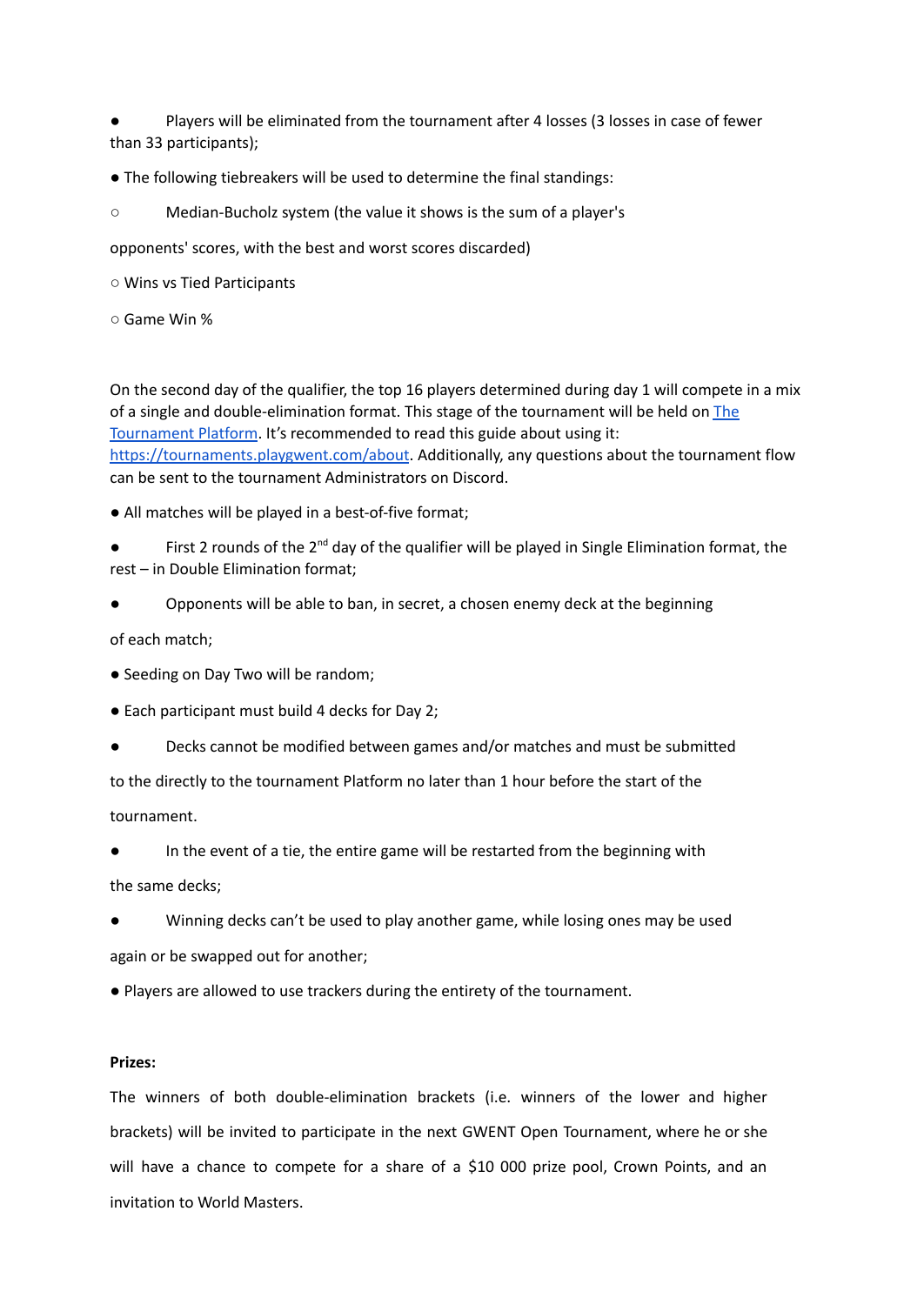- Players will be eliminated from the tournament after 4 losses (3 losses in case of fewer than 33 participants);
- The following tiebreakers will be used to determine the final standings:
  - Median-Bucholz system (the value it shows is the sum of a player's opponents' scores, with the best and worst scores discarded)
  - Wins vs Tied Participants
  - Game Win %

On the second day of the qualifier, the top 16 players determined during day 1 will compete in a mix of a single and double-elimination format. This stage of the tournament will be held on [The Tournament Platform](https://tournaments.playgwent.com). It's recommended to read this guide about using it: [https://tournaments.playgwent.com/about](https://tournaments.playgwent.com/about). Additionally, any questions about the tournament flow can be sent to the tournament Administrators on Discord.

- All matches will be played in a best-of-five format;
- First 2 rounds of the 2nd day of the qualifier will be played in Single Elimination format, the rest – in Double Elimination format;
- Opponents will be able to ban, in secret, a chosen enemy deck at the beginning of each match;
- Seeding on Day Two will be random;
- Each participant must build 4 decks for Day 2;
- Decks cannot be modified between games and/or matches and must be submitted to the directly to the tournament Platform no later than 1 hour before the start of the tournament.
- In the event of a tie, the entire game will be restarted from the beginning with the same decks;
- Winning decks can't be used to play another game, while losing ones may be used again or be swapped out for another;
- Players are allowed to use trackers during the entirety of the tournament.

**Prizes:**

The winners of both double-elimination brackets (i.e. winners of the lower and higher brackets) will be invited to participate in the next GWENT Open Tournament, where he or she will have a chance to compete for a share of a $10 000 prize pool, Crown Points, and an invitation to World Masters.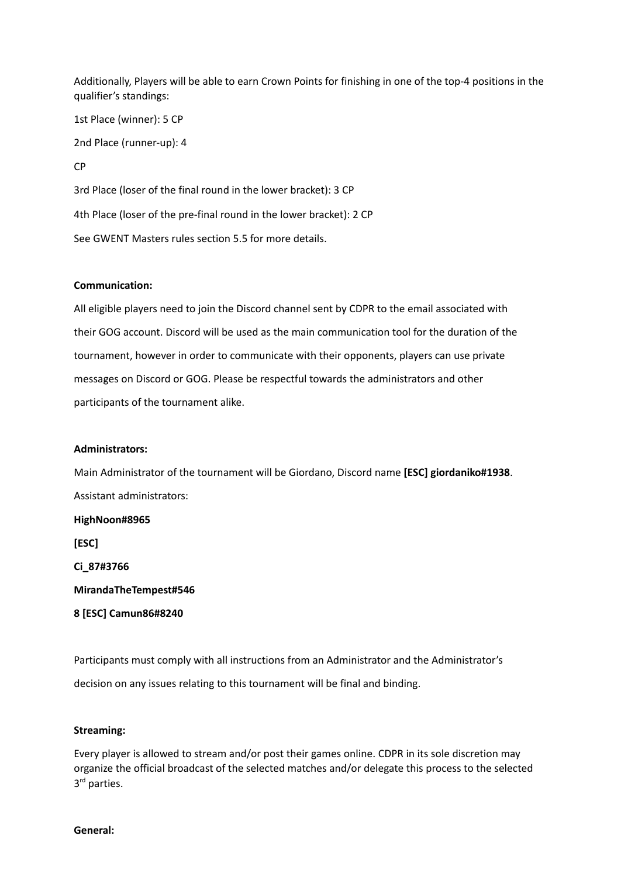Additionally, Players will be able to earn Crown Points for finishing in one of the top-4 positions in the qualifier's standings:

1st Place (winner): 5 CP

2nd Place (runner-up): 4

CP

3rd Place (loser of the final round in the lower bracket): 3 CP

4th Place (loser of the pre-final round in the lower bracket): 2 CP

See GWENT Masters rules section 5.5 for more details.

**Communication:**

All eligible players need to join the Discord channel sent by CDPR to the email associated with their GOG account. Discord will be used as the main communication tool for the duration of the tournament, however in order to communicate with their opponents, players can use private messages on Discord or GOG. Please be respectful towards the administrators and other participants of the tournament alike.

**Administrators:**

Main Administrator of the tournament will be Giordano, Discord name **[ESC] giordaniko#1938**.

Assistant administrators:

**HighNoon#8965**

**[ESC]**

**Ci_87#3766**

**MirandaTheTempest#546**

**8 [ESC] Camun86#8240**

Participants must comply with all instructions from an Administrator and the Administrator's decision on any issues relating to this tournament will be final and binding.

**Streaming:**

Every player is allowed to stream and/or post their games online. CDPR in its sole discretion may organize the official broadcast of the selected matches and/or delegate this process to the selected 3rd parties.

**General:**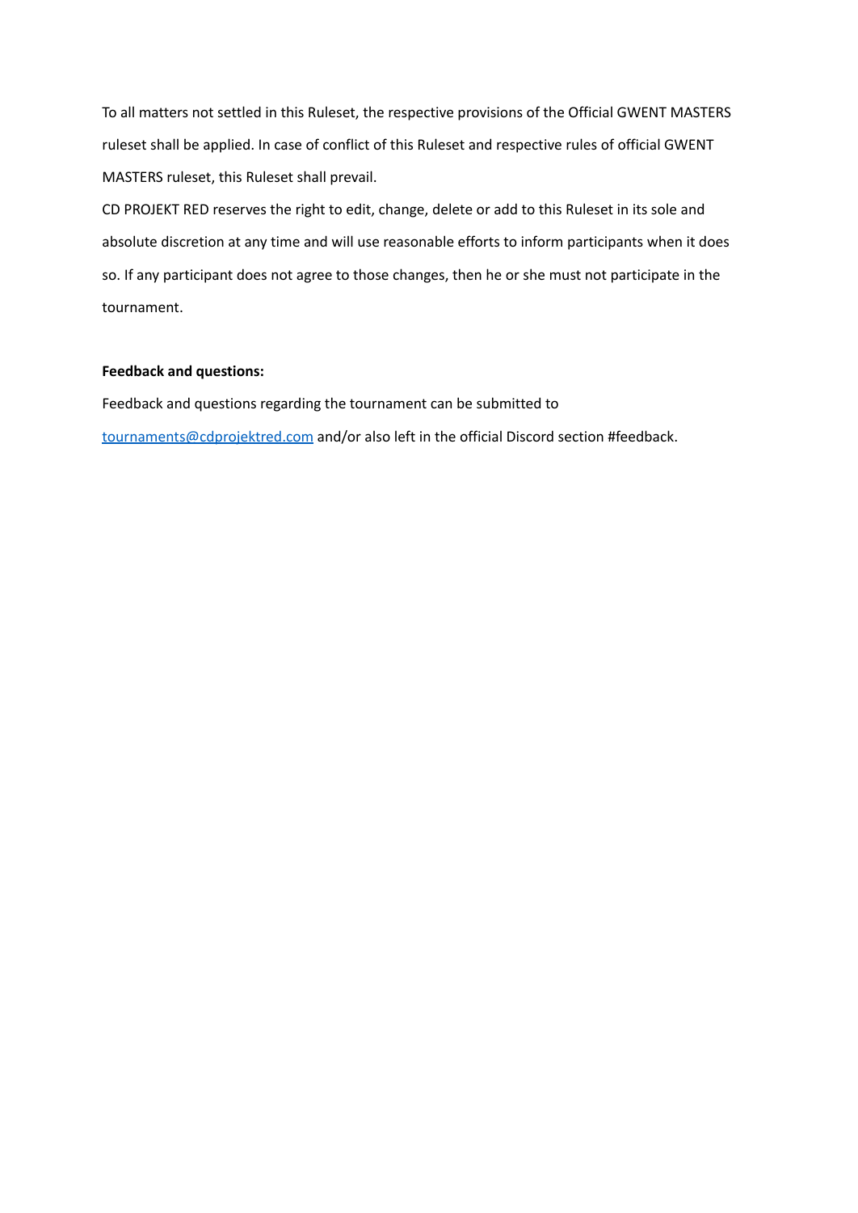To all matters not settled in this Ruleset, the respective provisions of the Official GWENT MASTERS ruleset shall be applied. In case of conflict of this Ruleset and respective rules of official GWENT MASTERS ruleset, this Ruleset shall prevail.

CD PROJEKT RED reserves the right to edit, change, delete or add to this Ruleset in its sole and absolute discretion at any time and will use reasonable efforts to inform participants when it does so. If any participant does not agree to those changes, then he or she must not participate in the tournament.

**Feedback and questions:**

Feedback and questions regarding the tournament can be submitted to [tournaments@cdprojektred.com](mailto:tournaments@cdprojektred.com) and/or also left in the official Discord section #feedback.